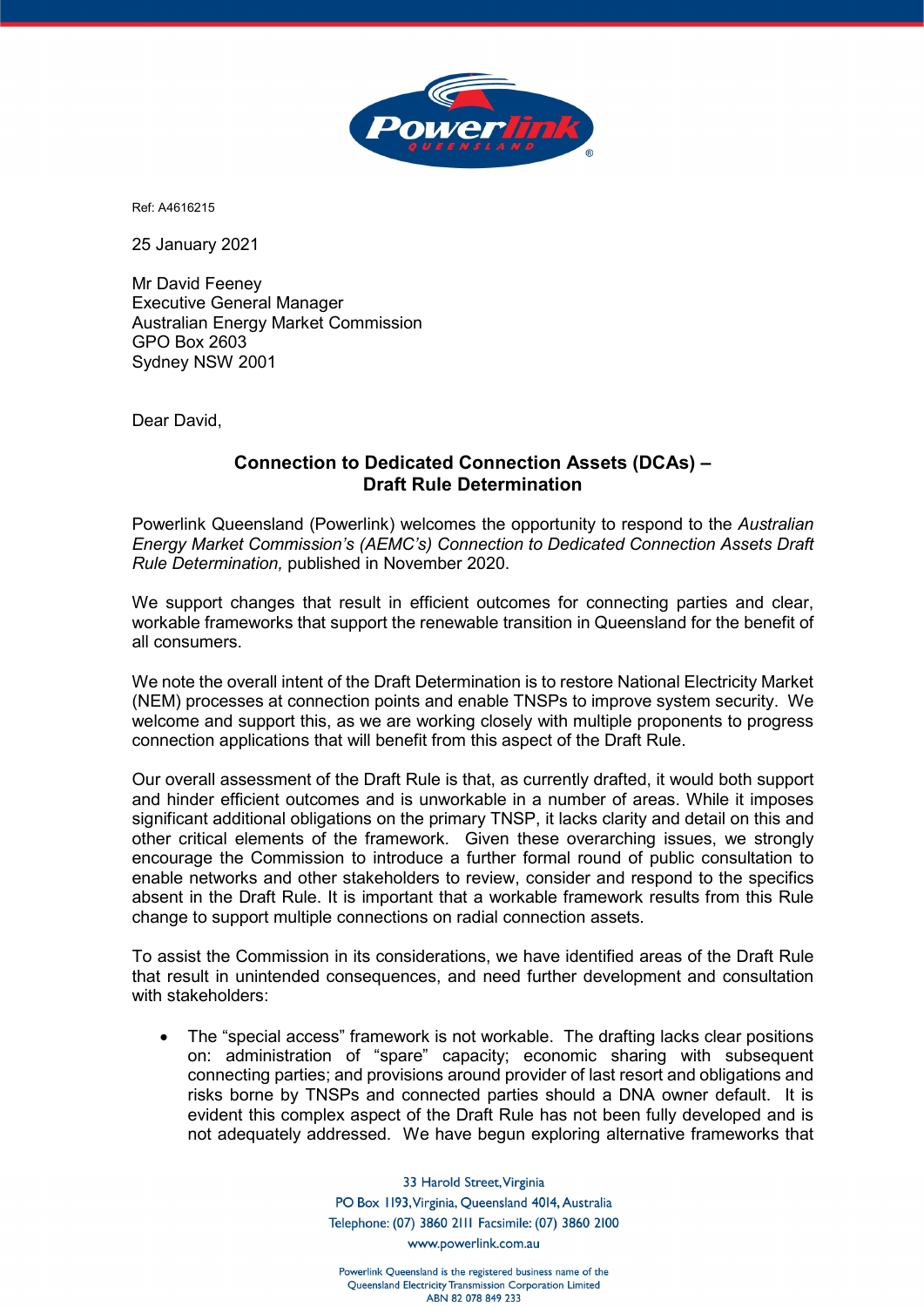Ref: A4616215

25 January 2021

Mr David Feeney
Executive General Manager
Australian Energy Market Commission
GPO Box 2603
Sydney NSW 2001

Dear David,

**Connection to Dedicated Connection Assets (DCAs) – Draft Rule Determination**

Powerlink Queensland (Powerlink) welcomes the opportunity to respond to the *Australian Energy Market Commission's (AEMC's) Connection to Dedicated Connection Assets Draft Rule Determination,* published in November 2020.

We support changes that result in efficient outcomes for connecting parties and clear, workable frameworks that support the renewable transition in Queensland for the benefit of all consumers.

We note the overall intent of the Draft Determination is to restore National Electricity Market (NEM) processes at connection points and enable TNSPs to improve system security. We welcome and support this, as we are working closely with multiple proponents to progress connection applications that will benefit from this aspect of the Draft Rule.

Our overall assessment of the Draft Rule is that, as currently drafted, it would both support and hinder efficient outcomes and is unworkable in a number of areas. While it imposes significant additional obligations on the primary TNSP, it lacks clarity and detail on this and other critical elements of the framework. Given these overarching issues, we strongly encourage the Commission to introduce a further formal round of public consultation to enable networks and other stakeholders to review, consider and respond to the specifics absent in the Draft Rule. It is important that a workable framework results from this Rule change to support multiple connections on radial connection assets.

To assist the Commission in its considerations, we have identified areas of the Draft Rule that result in unintended consequences, and need further development and consultation with stakeholders:

- The "special access" framework is not workable. The drafting lacks clear positions on: administration of "spare" capacity; economic sharing with subsequent connecting parties; and provisions around provider of last resort and obligations and risks borne by TNSPs and connected parties should a DNA owner default. It is evident this complex aspect of the Draft Rule has not been fully developed and is not adequately addressed. We have begun exploring alternative frameworks that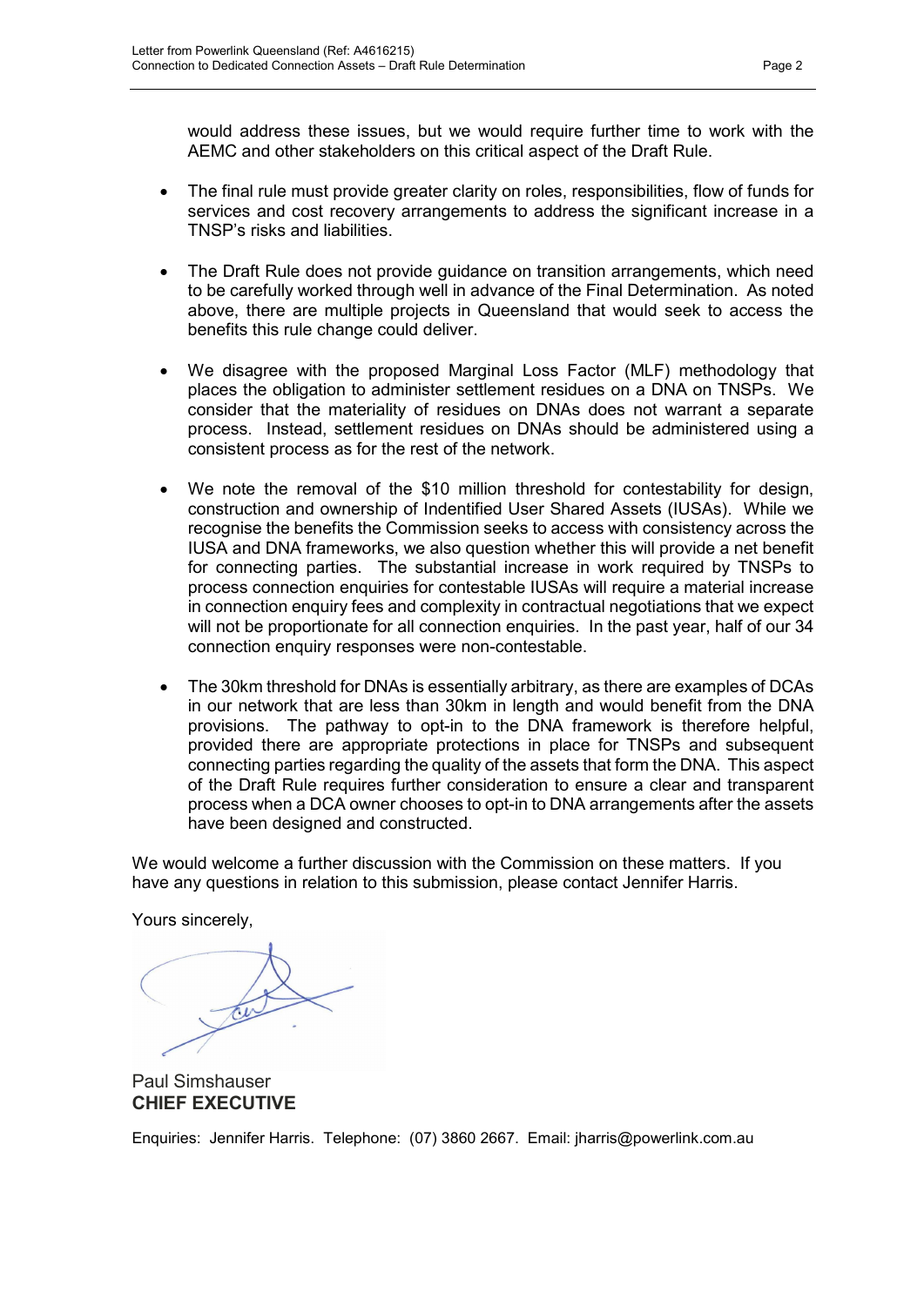would address these issues, but we would require further time to work with the AEMC and other stakeholders on this critical aspect of the Draft Rule.

- The final rule must provide greater clarity on roles, responsibilities, flow of funds for services and cost recovery arrangements to address the significant increase in a TNSP's risks and liabilities.

- The Draft Rule does not provide guidance on transition arrangements, which need to be carefully worked through well in advance of the Final Determination. As noted above, there are multiple projects in Queensland that would seek to access the benefits this rule change could deliver.

- We disagree with the proposed Marginal Loss Factor (MLF) methodology that places the obligation to administer settlement residues on a DNA on TNSPs. We consider that the materiality of residues on DNAs does not warrant a separate process. Instead, settlement residues on DNAs should be administered using a consistent process as for the rest of the network.

- We note the removal of the $10 million threshold for contestability for design, construction and ownership of Indentified User Shared Assets (IUSAs). While we recognise the benefits the Commission seeks to access with consistency across the IUSA and DNA frameworks, we also question whether this will provide a net benefit for connecting parties. The substantial increase in work required by TNSPs to process connection enquiries for contestable IUSAs will require a material increase in connection enquiry fees and complexity in contractual negotiations that we expect will not be proportionate for all connection enquiries. In the past year, half of our 34 connection enquiry responses were non-contestable.

- The 30km threshold for DNAs is essentially arbitrary, as there are examples of DCAs in our network that are less than 30km in length and would benefit from the DNA provisions. The pathway to opt-in to the DNA framework is therefore helpful, provided there are appropriate protections in place for TNSPs and subsequent connecting parties regarding the quality of the assets that form the DNA. This aspect of the Draft Rule requires further consideration to ensure a clear and transparent process when a DCA owner chooses to opt-in to DNA arrangements after the assets have been designed and constructed.

We would welcome a further discussion with the Commission on these matters. If you have any questions in relation to this submission, please contact Jennifer Harris.

Yours sincerely,

Paul Simshauser
**CHIEF EXECUTIVE**

Enquiries: Jennifer Harris. Telephone: (07) 3860 2667. Email: jharris@powerlink.com.au